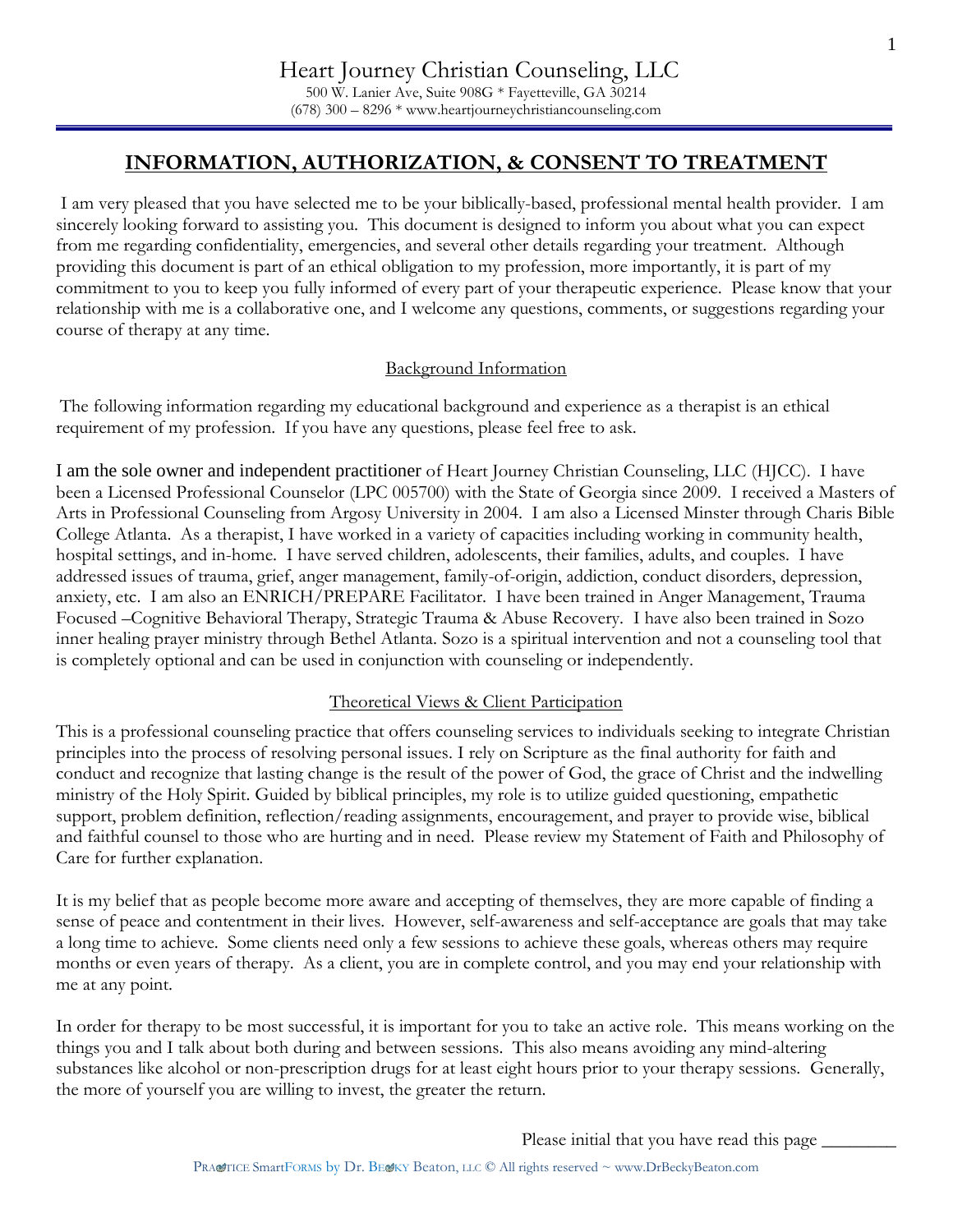# Heart Journey Christian Counseling, LLC

500 W. Lanier Ave, Suite 908G * Fayetteville, GA 30214
(678) 300 – 8296 * www.heartjourneychristiancounseling.com

## INFORMATION, AUTHORIZATION, & CONSENT TO TREATMENT

I am very pleased that you have selected me to be your biblically-based, professional mental health provider. I am sincerely looking forward to assisting you. This document is designed to inform you about what you can expect from me regarding confidentiality, emergencies, and several other details regarding your treatment. Although providing this document is part of an ethical obligation to my profession, more importantly, it is part of my commitment to you to keep you fully informed of every part of your therapeutic experience. Please know that your relationship with me is a collaborative one, and I welcome any questions, comments, or suggestions regarding your course of therapy at any time.

### Background Information

The following information regarding my educational background and experience as a therapist is an ethical requirement of my profession. If you have any questions, please feel free to ask.

I am the sole owner and independent practitioner of Heart Journey Christian Counseling, LLC (HJCC). I have been a Licensed Professional Counselor (LPC 005700) with the State of Georgia since 2009. I received a Masters of Arts in Professional Counseling from Argosy University in 2004. I am also a Licensed Minster through Charis Bible College Atlanta. As a therapist, I have worked in a variety of capacities including working in community health, hospital settings, and in-home. I have served children, adolescents, their families, adults, and couples. I have addressed issues of trauma, grief, anger management, family-of-origin, addiction, conduct disorders, depression, anxiety, etc. I am also an ENRICH/PREPARE Facilitator. I have been trained in Anger Management, Trauma Focused –Cognitive Behavioral Therapy, Strategic Trauma & Abuse Recovery. I have also been trained in Sozo inner healing prayer ministry through Bethel Atlanta. Sozo is a spiritual intervention and not a counseling tool that is completely optional and can be used in conjunction with counseling or independently.

### Theoretical Views & Client Participation

This is a professional counseling practice that offers counseling services to individuals seeking to integrate Christian principles into the process of resolving personal issues. I rely on Scripture as the final authority for faith and conduct and recognize that lasting change is the result of the power of God, the grace of Christ and the indwelling ministry of the Holy Spirit. Guided by biblical principles, my role is to utilize guided questioning, empathetic support, problem definition, reflection/reading assignments, encouragement, and prayer to provide wise, biblical and faithful counsel to those who are hurting and in need. Please review my Statement of Faith and Philosophy of Care for further explanation.

It is my belief that as people become more aware and accepting of themselves, they are more capable of finding a sense of peace and contentment in their lives. However, self-awareness and self-acceptance are goals that may take a long time to achieve. Some clients need only a few sessions to achieve these goals, whereas others may require months or even years of therapy. As a client, you are in complete control, and you may end your relationship with me at any point.

In order for therapy to be most successful, it is important for you to take an active role. This means working on the things you and I talk about both during and between sessions. This also means avoiding any mind-altering substances like alcohol or non-prescription drugs for at least eight hours prior to your therapy sessions. Generally, the more of yourself you are willing to invest, the greater the return.

Please initial that you have read this page ________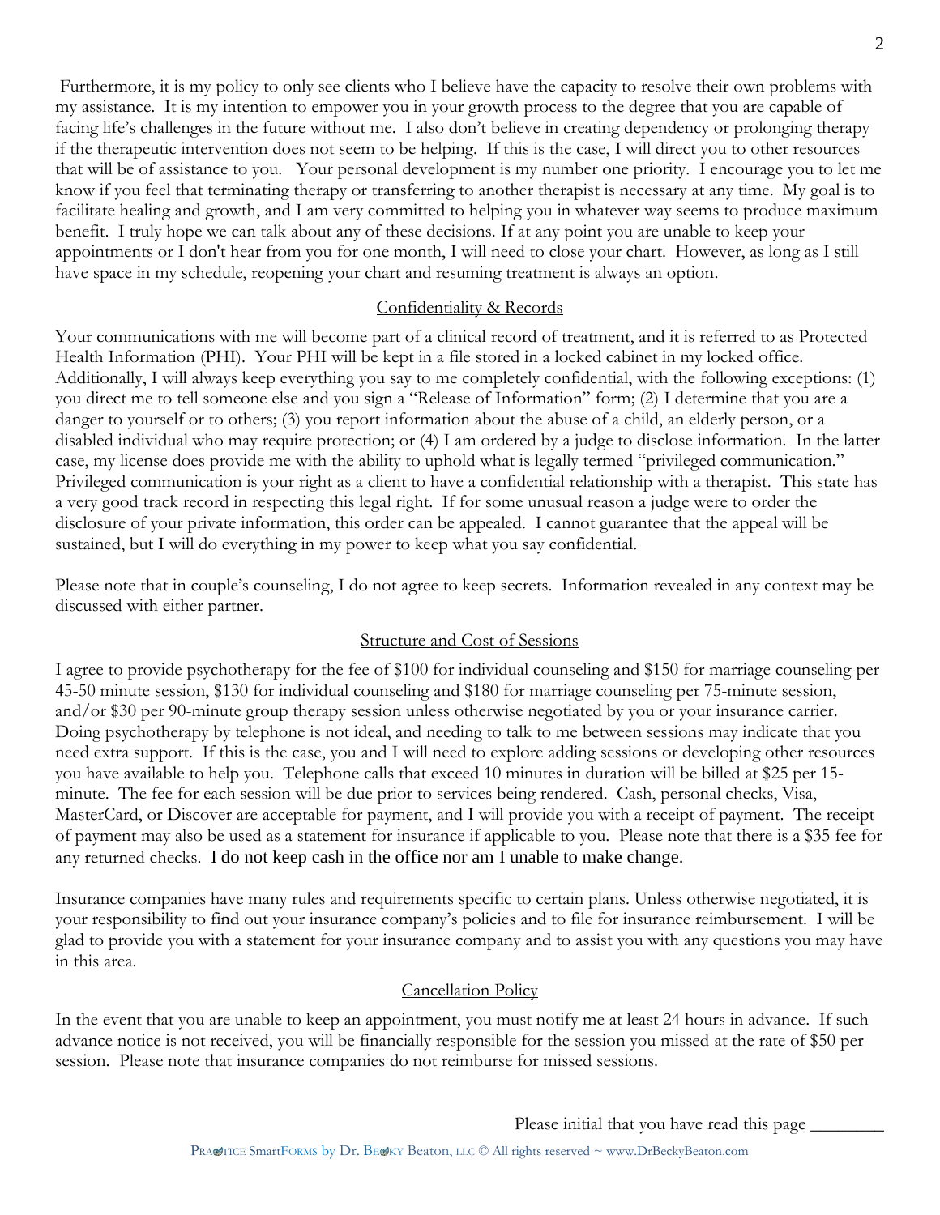Furthermore, it is my policy to only see clients who I believe have the capacity to resolve their own problems with my assistance. It is my intention to empower you in your growth process to the degree that you are capable of facing life's challenges in the future without me. I also don't believe in creating dependency or prolonging therapy if the therapeutic intervention does not seem to be helping. If this is the case, I will direct you to other resources that will be of assistance to you. Your personal development is my number one priority. I encourage you to let me know if you feel that terminating therapy or transferring to another therapist is necessary at any time. My goal is to facilitate healing and growth, and I am very committed to helping you in whatever way seems to produce maximum benefit. I truly hope we can talk about any of these decisions. If at any point you are unable to keep your appointments or I don't hear from you for one month, I will need to close your chart. However, as long as I still have space in my schedule, reopening your chart and resuming treatment is always an option.

## Confidentiality & Records

Your communications with me will become part of a clinical record of treatment, and it is referred to as Protected Health Information (PHI). Your PHI will be kept in a file stored in a locked cabinet in my locked office. Additionally, I will always keep everything you say to me completely confidential, with the following exceptions: (1) you direct me to tell someone else and you sign a "Release of Information" form; (2) I determine that you are a danger to yourself or to others; (3) you report information about the abuse of a child, an elderly person, or a disabled individual who may require protection; or (4) I am ordered by a judge to disclose information. In the latter case, my license does provide me with the ability to uphold what is legally termed "privileged communication." Privileged communication is your right as a client to have a confidential relationship with a therapist. This state has a very good track record in respecting this legal right. If for some unusual reason a judge were to order the disclosure of your private information, this order can be appealed. I cannot guarantee that the appeal will be sustained, but I will do everything in my power to keep what you say confidential.

Please note that in couple's counseling, I do not agree to keep secrets. Information revealed in any context may be discussed with either partner.

## Structure and Cost of Sessions

I agree to provide psychotherapy for the fee of $100 for individual counseling and $150 for marriage counseling per 45-50 minute session, $130 for individual counseling and $180 for marriage counseling per 75-minute session, and/or $30 per 90-minute group therapy session unless otherwise negotiated by you or your insurance carrier. Doing psychotherapy by telephone is not ideal, and needing to talk to me between sessions may indicate that you need extra support. If this is the case, you and I will need to explore adding sessions or developing other resources you have available to help you. Telephone calls that exceed 10 minutes in duration will be billed at $25 per 15-minute. The fee for each session will be due prior to services being rendered. Cash, personal checks, Visa, MasterCard, or Discover are acceptable for payment, and I will provide you with a receipt of payment. The receipt of payment may also be used as a statement for insurance if applicable to you. Please note that there is a $35 fee for any returned checks. I do not keep cash in the office nor am I unable to make change.

Insurance companies have many rules and requirements specific to certain plans. Unless otherwise negotiated, it is your responsibility to find out your insurance company's policies and to file for insurance reimbursement. I will be glad to provide you with a statement for your insurance company and to assist you with any questions you may have in this area.

## Cancellation Policy

In the event that you are unable to keep an appointment, you must notify me at least 24 hours in advance. If such advance notice is not received, you will be financially responsible for the session you missed at the rate of $50 per session. Please note that insurance companies do not reimburse for missed sessions.

Please initial that you have read this page ________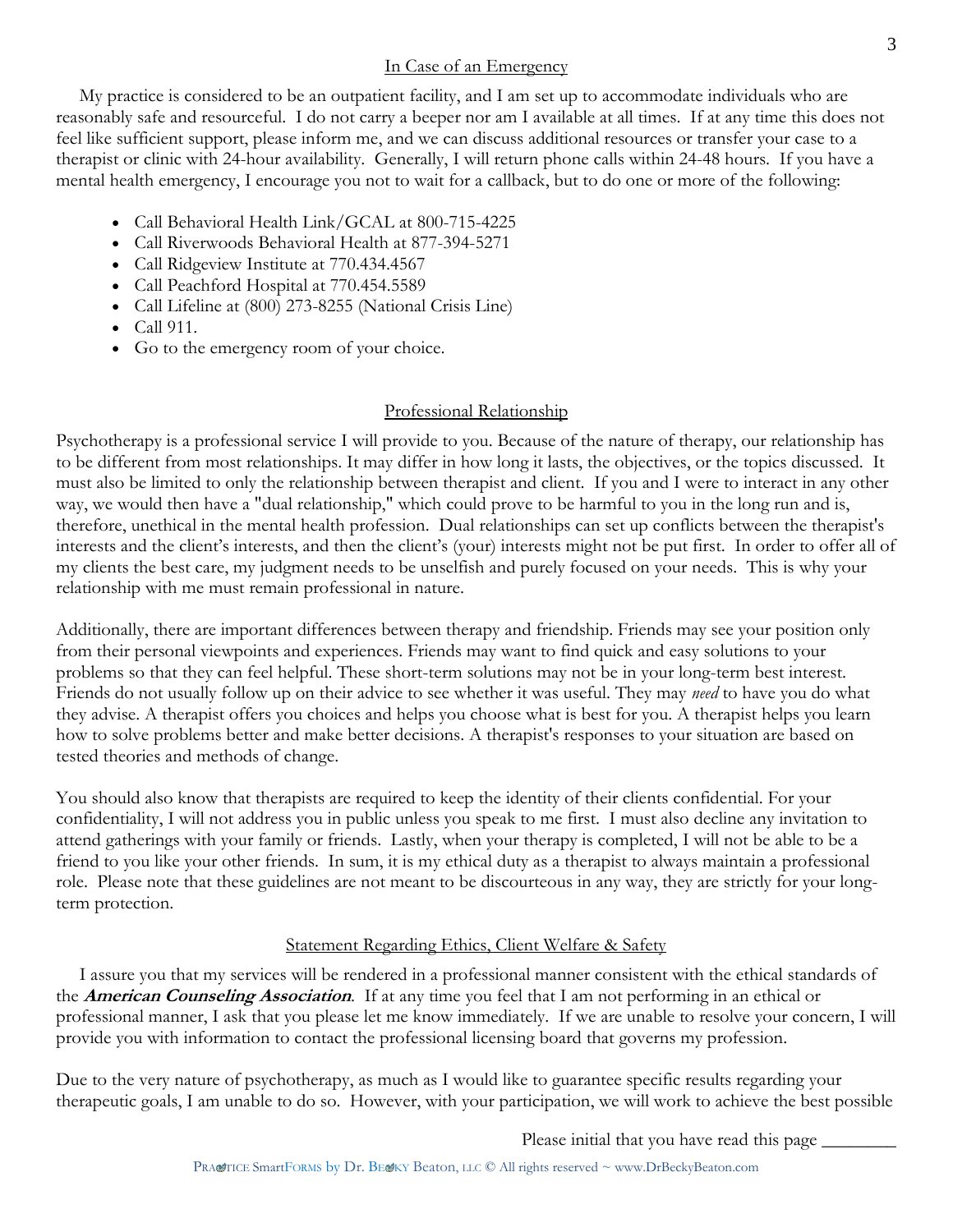## In Case of an Emergency

My practice is considered to be an outpatient facility, and I am set up to accommodate individuals who are reasonably safe and resourceful. I do not carry a beeper nor am I available at all times. If at any time this does not feel like sufficient support, please inform me, and we can discuss additional resources or transfer your case to a therapist or clinic with 24-hour availability. Generally, I will return phone calls within 24-48 hours. If you have a mental health emergency, I encourage you not to wait for a callback, but to do one or more of the following:

- Call Behavioral Health Link/GCAL at 800-715-4225
- Call Riverwoods Behavioral Health at 877-394-5271
- Call Ridgeview Institute at 770.434.4567
- Call Peachford Hospital at 770.454.5589
- Call Lifeline at (800) 273-8255 (National Crisis Line)
- Call 911.
- Go to the emergency room of your choice.

## Professional Relationship

Psychotherapy is a professional service I will provide to you. Because of the nature of therapy, our relationship has to be different from most relationships. It may differ in how long it lasts, the objectives, or the topics discussed. It must also be limited to only the relationship between therapist and client. If you and I were to interact in any other way, we would then have a "dual relationship," which could prove to be harmful to you in the long run and is, therefore, unethical in the mental health profession. Dual relationships can set up conflicts between the therapist's interests and the client's interests, and then the client's (your) interests might not be put first. In order to offer all of my clients the best care, my judgment needs to be unselfish and purely focused on your needs. This is why your relationship with me must remain professional in nature.

Additionally, there are important differences between therapy and friendship. Friends may see your position only from their personal viewpoints and experiences. Friends may want to find quick and easy solutions to your problems so that they can feel helpful. These short-term solutions may not be in your long-term best interest. Friends do not usually follow up on their advice to see whether it was useful. They may *need* to have you do what they advise. A therapist offers you choices and helps you choose what is best for you. A therapist helps you learn how to solve problems better and make better decisions. A therapist's responses to your situation are based on tested theories and methods of change.

You should also know that therapists are required to keep the identity of their clients confidential. For your confidentiality, I will not address you in public unless you speak to me first. I must also decline any invitation to attend gatherings with your family or friends. Lastly, when your therapy is completed, I will not be able to be a friend to you like your other friends. In sum, it is my ethical duty as a therapist to always maintain a professional role. Please note that these guidelines are not meant to be discourteous in any way, they are strictly for your long-term protection.

## Statement Regarding Ethics, Client Welfare & Safety

I assure you that my services will be rendered in a professional manner consistent with the ethical standards of the ***American Counseling Association***. If at any time you feel that I am not performing in an ethical or professional manner, I ask that you please let me know immediately. If we are unable to resolve your concern, I will provide you with information to contact the professional licensing board that governs my profession.

Due to the very nature of psychotherapy, as much as I would like to guarantee specific results regarding your therapeutic goals, I am unable to do so. However, with your participation, we will work to achieve the best possible

Please initial that you have read this page ________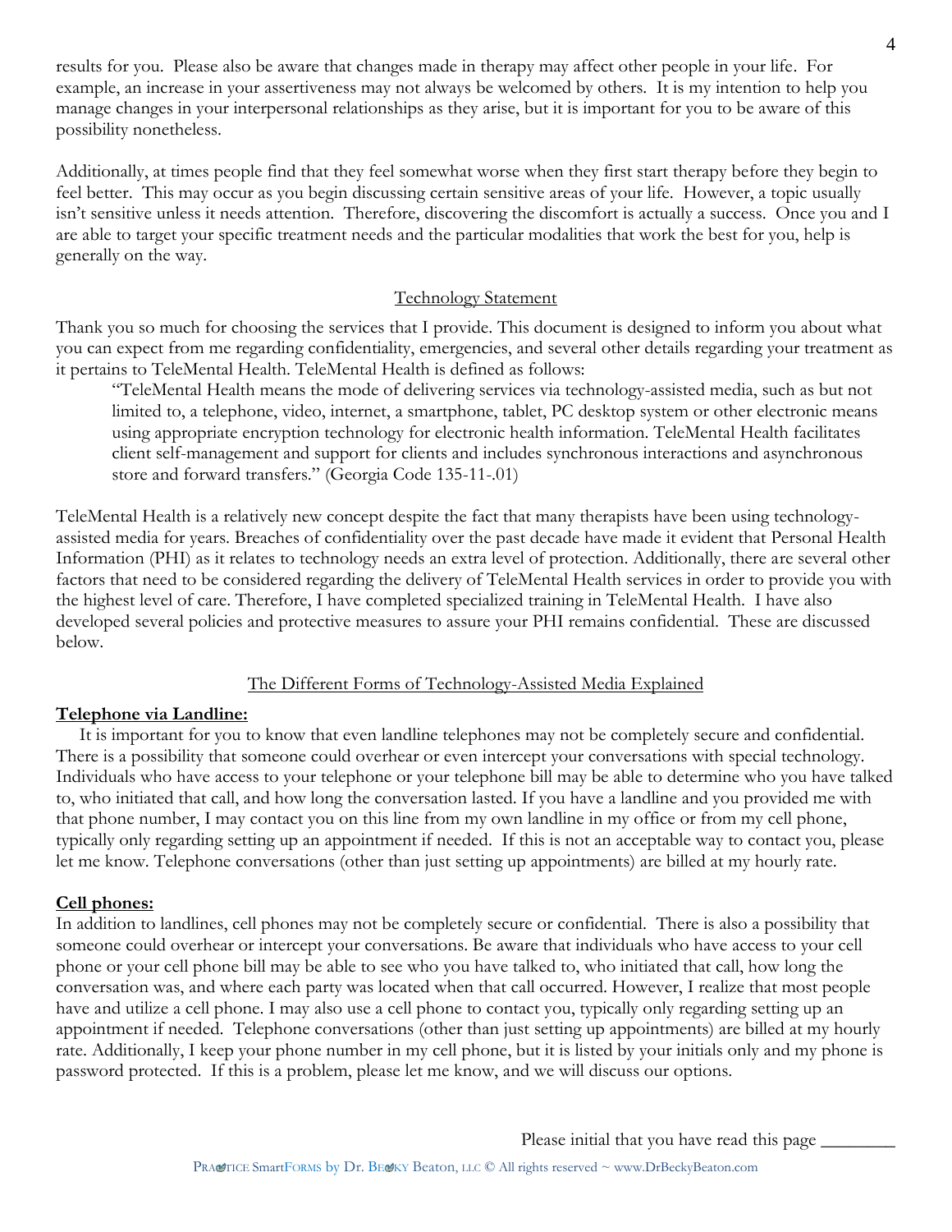results for you. Please also be aware that changes made in therapy may affect other people in your life. For example, an increase in your assertiveness may not always be welcomed by others. It is my intention to help you manage changes in your interpersonal relationships as they arise, but it is important for you to be aware of this possibility nonetheless.

Additionally, at times people find that they feel somewhat worse when they first start therapy before they begin to feel better. This may occur as you begin discussing certain sensitive areas of your life. However, a topic usually isn't sensitive unless it needs attention. Therefore, discovering the discomfort is actually a success. Once you and I are able to target your specific treatment needs and the particular modalities that work the best for you, help is generally on the way.

## Technology Statement

Thank you so much for choosing the services that I provide. This document is designed to inform you about what you can expect from me regarding confidentiality, emergencies, and several other details regarding your treatment as it pertains to TeleMental Health. TeleMental Health is defined as follows:

> "TeleMental Health means the mode of delivering services via technology-assisted media, such as but not limited to, a telephone, video, internet, a smartphone, tablet, PC desktop system or other electronic means using appropriate encryption technology for electronic health information. TeleMental Health facilitates client self-management and support for clients and includes synchronous interactions and asynchronous store and forward transfers." (Georgia Code 135-11-.01)

TeleMental Health is a relatively new concept despite the fact that many therapists have been using technology-assisted media for years. Breaches of confidentiality over the past decade have made it evident that Personal Health Information (PHI) as it relates to technology needs an extra level of protection. Additionally, there are several other factors that need to be considered regarding the delivery of TeleMental Health services in order to provide you with the highest level of care. Therefore, I have completed specialized training in TeleMental Health. I have also developed several policies and protective measures to assure your PHI remains confidential. These are discussed below.

## The Different Forms of Technology-Assisted Media Explained

**Telephone via Landline:**

It is important for you to know that even landline telephones may not be completely secure and confidential. There is a possibility that someone could overhear or even intercept your conversations with special technology. Individuals who have access to your telephone or your telephone bill may be able to determine who you have talked to, who initiated that call, and how long the conversation lasted. If you have a landline and you provided me with that phone number, I may contact you on this line from my own landline in my office or from my cell phone, typically only regarding setting up an appointment if needed. If this is not an acceptable way to contact you, please let me know. Telephone conversations (other than just setting up appointments) are billed at my hourly rate.

**Cell phones:**

In addition to landlines, cell phones may not be completely secure or confidential. There is also a possibility that someone could overhear or intercept your conversations. Be aware that individuals who have access to your cell phone or your cell phone bill may be able to see who you have talked to, who initiated that call, how long the conversation was, and where each party was located when that call occurred. However, I realize that most people have and utilize a cell phone. I may also use a cell phone to contact you, typically only regarding setting up an appointment if needed. Telephone conversations (other than just setting up appointments) are billed at my hourly rate. Additionally, I keep your phone number in my cell phone, but it is listed by your initials only and my phone is password protected. If this is a problem, please let me know, and we will discuss our options.

Please initial that you have read this page ________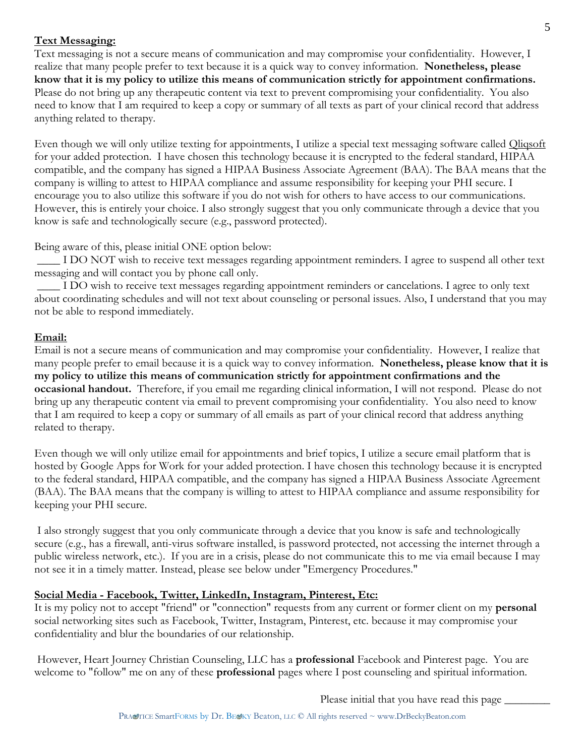**Text Messaging:**

Text messaging is not a secure means of communication and may compromise your confidentiality. However, I realize that many people prefer to text because it is a quick way to convey information. **Nonetheless, please know that it is my policy to utilize this means of communication strictly for appointment confirmations.** Please do not bring up any therapeutic content via text to prevent compromising your confidentiality. You also need to know that I am required to keep a copy or summary of all texts as part of your clinical record that address anything related to therapy.

Even though we will only utilize texting for appointments, I utilize a special text messaging software called Qliqsoft for your added protection. I have chosen this technology because it is encrypted to the federal standard, HIPAA compatible, and the company has signed a HIPAA Business Associate Agreement (BAA). The BAA means that the company is willing to attest to HIPAA compliance and assume responsibility for keeping your PHI secure. I encourage you to also utilize this software if you do not wish for others to have access to our communications. However, this is entirely your choice. I also strongly suggest that you only communicate through a device that you know is safe and technologically secure (e.g., password protected).

Being aware of this, please initial ONE option below:

____ I DO NOT wish to receive text messages regarding appointment reminders. I agree to suspend all other text messaging and will contact you by phone call only.

____ I DO wish to receive text messages regarding appointment reminders or cancelations. I agree to only text about coordinating schedules and will not text about counseling or personal issues. Also, I understand that you may not be able to respond immediately.

**Email:**

Email is not a secure means of communication and may compromise your confidentiality. However, I realize that many people prefer to email because it is a quick way to convey information. **Nonetheless, please know that it is my policy to utilize this means of communication strictly for appointment confirmations and the occasional handout.** Therefore, if you email me regarding clinical information, I will not respond. Please do not bring up any therapeutic content via email to prevent compromising your confidentiality. You also need to know that I am required to keep a copy or summary of all emails as part of your clinical record that address anything related to therapy.

Even though we will only utilize email for appointments and brief topics, I utilize a secure email platform that is hosted by Google Apps for Work for your added protection. I have chosen this technology because it is encrypted to the federal standard, HIPAA compatible, and the company has signed a HIPAA Business Associate Agreement (BAA). The BAA means that the company is willing to attest to HIPAA compliance and assume responsibility for keeping your PHI secure.

I also strongly suggest that you only communicate through a device that you know is safe and technologically secure (e.g., has a firewall, anti-virus software installed, is password protected, not accessing the internet through a public wireless network, etc.). If you are in a crisis, please do not communicate this to me via email because I may not see it in a timely matter. Instead, please see below under "Emergency Procedures."

**Social Media - Facebook, Twitter, LinkedIn, Instagram, Pinterest, Etc:**

It is my policy not to accept "friend" or "connection" requests from any current or former client on my **personal** social networking sites such as Facebook, Twitter, Instagram, Pinterest, etc. because it may compromise your confidentiality and blur the boundaries of our relationship.

However, Heart Journey Christian Counseling, LLC has a **professional** Facebook and Pinterest page. You are welcome to "follow" me on any of these **professional** pages where I post counseling and spiritual information.

Please initial that you have read this page ________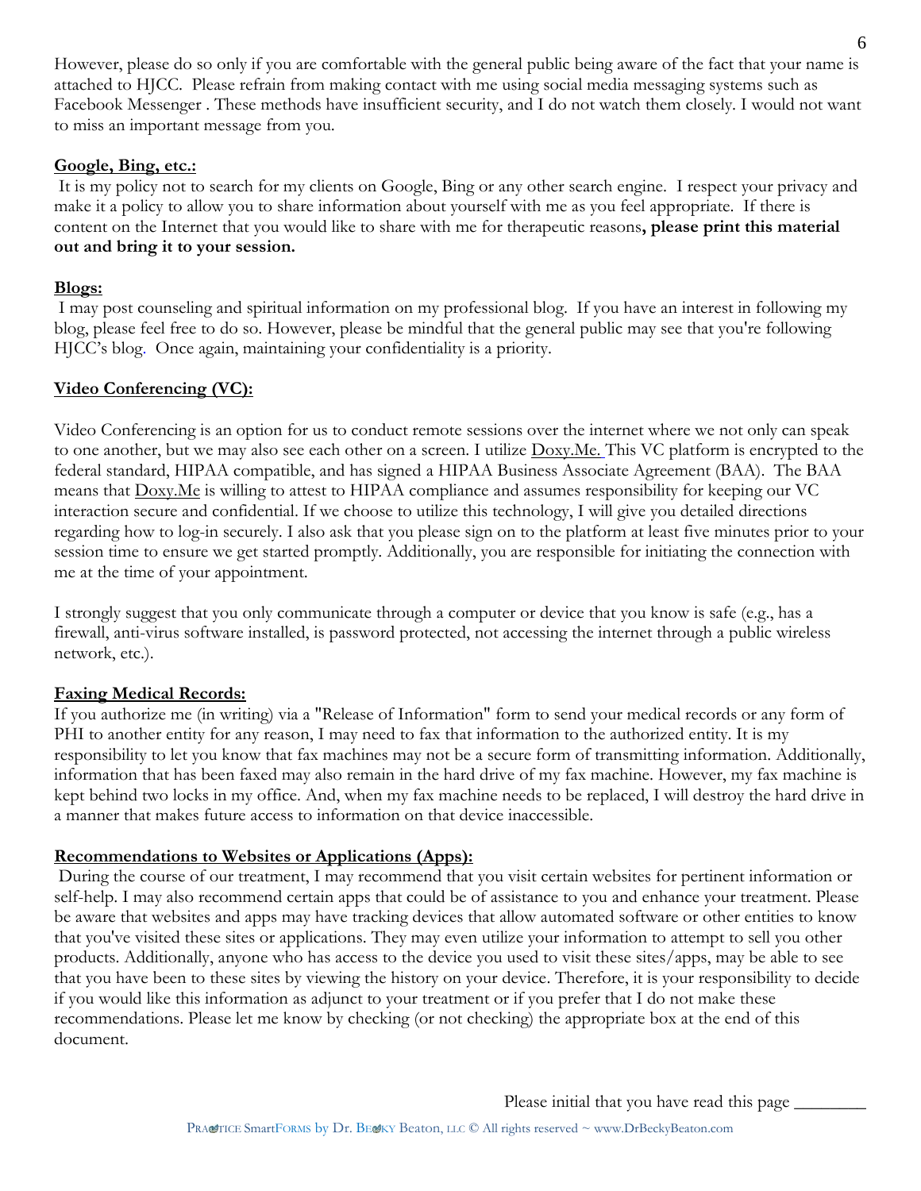However, please do so only if you are comfortable with the general public being aware of the fact that your name is attached to HJCC. Please refrain from making contact with me using social media messaging systems such as Facebook Messenger . These methods have insufficient security, and I do not watch them closely. I would not want to miss an important message from you.

**Google, Bing, etc.:**

It is my policy not to search for my clients on Google, Bing or any other search engine. I respect your privacy and make it a policy to allow you to share information about yourself with me as you feel appropriate. If there is content on the Internet that you would like to share with me for therapeutic reasons**, please print this material out and bring it to your session.**

**Blogs:**

I may post counseling and spiritual information on my professional blog. If you have an interest in following my blog, please feel free to do so. However, please be mindful that the general public may see that you're following HJCC's blog. Once again, maintaining your confidentiality is a priority.

**Video Conferencing (VC):**

Video Conferencing is an option for us to conduct remote sessions over the internet where we not only can speak to one another, but we may also see each other on a screen. I utilize Doxy.Me. This VC platform is encrypted to the federal standard, HIPAA compatible, and has signed a HIPAA Business Associate Agreement (BAA). The BAA means that Doxy.Me is willing to attest to HIPAA compliance and assumes responsibility for keeping our VC interaction secure and confidential. If we choose to utilize this technology, I will give you detailed directions regarding how to log-in securely. I also ask that you please sign on to the platform at least five minutes prior to your session time to ensure we get started promptly. Additionally, you are responsible for initiating the connection with me at the time of your appointment.

I strongly suggest that you only communicate through a computer or device that you know is safe (e.g., has a firewall, anti-virus software installed, is password protected, not accessing the internet through a public wireless network, etc.).

**Faxing Medical Records:**

If you authorize me (in writing) via a "Release of Information" form to send your medical records or any form of PHI to another entity for any reason, I may need to fax that information to the authorized entity. It is my responsibility to let you know that fax machines may not be a secure form of transmitting information. Additionally, information that has been faxed may also remain in the hard drive of my fax machine. However, my fax machine is kept behind two locks in my office. And, when my fax machine needs to be replaced, I will destroy the hard drive in a manner that makes future access to information on that device inaccessible.

**Recommendations to Websites or Applications (Apps):**

During the course of our treatment, I may recommend that you visit certain websites for pertinent information or self-help. I may also recommend certain apps that could be of assistance to you and enhance your treatment. Please be aware that websites and apps may have tracking devices that allow automated software or other entities to know that you've visited these sites or applications. They may even utilize your information to attempt to sell you other products. Additionally, anyone who has access to the device you used to visit these sites/apps, may be able to see that you have been to these sites by viewing the history on your device. Therefore, it is your responsibility to decide if you would like this information as adjunct to your treatment or if you prefer that I do not make these recommendations. Please let me know by checking (or not checking) the appropriate box at the end of this document.

Please initial that you have read this page ________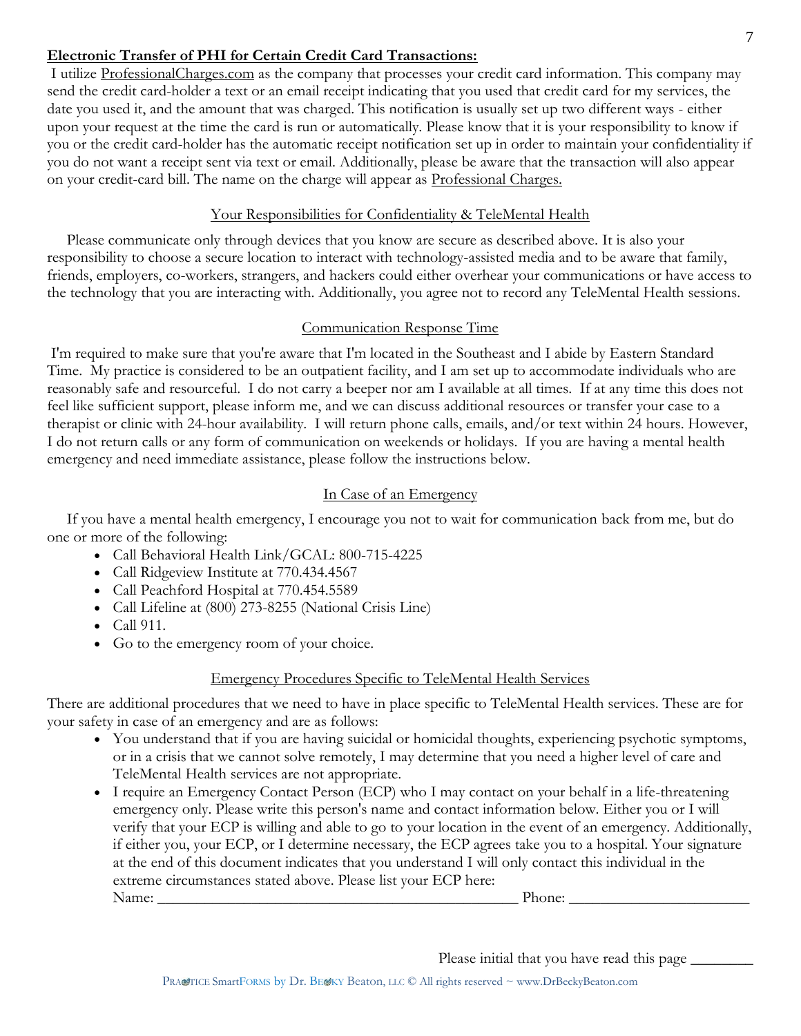**Electronic Transfer of PHI for Certain Credit Card Transactions:**
I utilize ProfessionalCharges.com as the company that processes your credit card information. This company may send the credit card-holder a text or an email receipt indicating that you used that credit card for my services, the date you used it, and the amount that was charged. This notification is usually set up two different ways - either upon your request at the time the card is run or automatically. Please know that it is your responsibility to know if you or the credit card-holder has the automatic receipt notification set up in order to maintain your confidentiality if you do not want a receipt sent via text or email. Additionally, please be aware that the transaction will also appear on your credit-card bill. The name on the charge will appear as Professional Charges.

## Your Responsibilities for Confidentiality & TeleMental Health

Please communicate only through devices that you know are secure as described above. It is also your responsibility to choose a secure location to interact with technology-assisted media and to be aware that family, friends, employers, co-workers, strangers, and hackers could either overhear your communications or have access to the technology that you are interacting with. Additionally, you agree not to record any TeleMental Health sessions.

## Communication Response Time

I'm required to make sure that you're aware that I'm located in the Southeast and I abide by Eastern Standard Time. My practice is considered to be an outpatient facility, and I am set up to accommodate individuals who are reasonably safe and resourceful. I do not carry a beeper nor am I available at all times. If at any time this does not feel like sufficient support, please inform me, and we can discuss additional resources or transfer your case to a therapist or clinic with 24-hour availability. I will return phone calls, emails, and/or text within 24 hours. However, I do not return calls or any form of communication on weekends or holidays. If you are having a mental health emergency and need immediate assistance, please follow the instructions below.

## In Case of an Emergency

If you have a mental health emergency, I encourage you not to wait for communication back from me, but do one or more of the following:

- Call Behavioral Health Link/GCAL: 800-715-4225
- Call Ridgeview Institute at 770.434.4567
- Call Peachford Hospital at 770.454.5589
- Call Lifeline at (800) 273-8255 (National Crisis Line)
- Call 911.
- Go to the emergency room of your choice.

## Emergency Procedures Specific to TeleMental Health Services

There are additional procedures that we need to have in place specific to TeleMental Health services. These are for your safety in case of an emergency and are as follows:

- You understand that if you are having suicidal or homicidal thoughts, experiencing psychotic symptoms, or in a crisis that we cannot solve remotely, I may determine that you need a higher level of care and TeleMental Health services are not appropriate.
- I require an Emergency Contact Person (ECP) who I may contact on your behalf in a life-threatening emergency only. Please write this person's name and contact information below. Either you or I will verify that your ECP is willing and able to go to your location in the event of an emergency. Additionally, if either you, your ECP, or I determine necessary, the ECP agrees take you to a hospital. Your signature at the end of this document indicates that you understand I will only contact this individual in the extreme circumstances stated above. Please list your ECP here:
  Name: _______________________________________________ Phone: _______________________

Please initial that you have read this page ________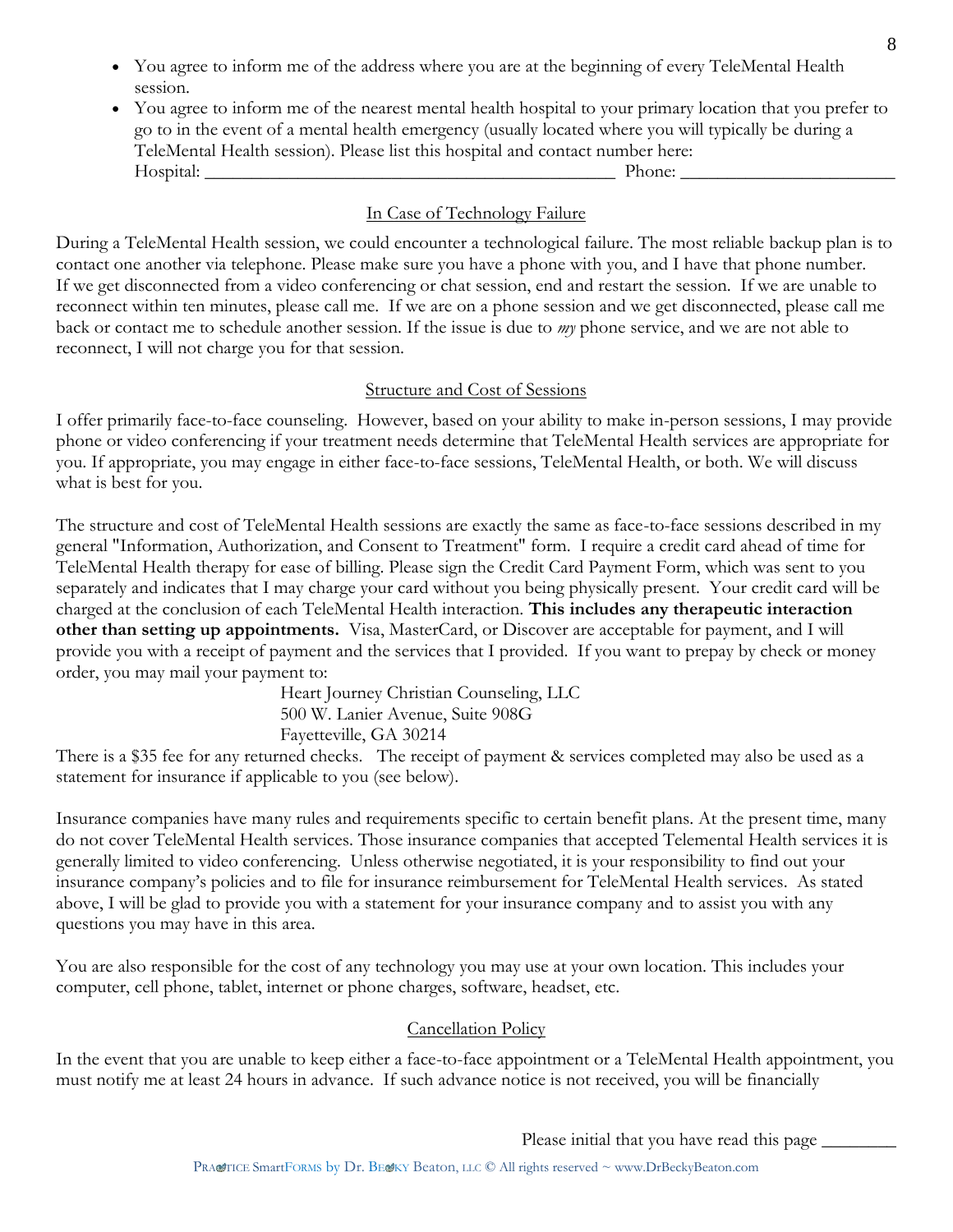- You agree to inform me of the address where you are at the beginning of every TeleMental Health session.
- You agree to inform me of the nearest mental health hospital to your primary location that you prefer to go to in the event of a mental health emergency (usually located where you will typically be during a TeleMental Health session). Please list this hospital and contact number here:
  Hospital: ______________________________________________ Phone: ________________________

## In Case of Technology Failure

During a TeleMental Health session, we could encounter a technological failure. The most reliable backup plan is to contact one another via telephone. Please make sure you have a phone with you, and I have that phone number. If we get disconnected from a video conferencing or chat session, end and restart the session. If we are unable to reconnect within ten minutes, please call me. If we are on a phone session and we get disconnected, please call me back or contact me to schedule another session. If the issue is due to *my* phone service, and we are not able to reconnect, I will not charge you for that session.

## Structure and Cost of Sessions

I offer primarily face-to-face counseling. However, based on your ability to make in-person sessions, I may provide phone or video conferencing if your treatment needs determine that TeleMental Health services are appropriate for you. If appropriate, you may engage in either face-to-face sessions, TeleMental Health, or both. We will discuss what is best for you.

The structure and cost of TeleMental Health sessions are exactly the same as face-to-face sessions described in my general "Information, Authorization, and Consent to Treatment" form. I require a credit card ahead of time for TeleMental Health therapy for ease of billing. Please sign the Credit Card Payment Form, which was sent to you separately and indicates that I may charge your card without you being physically present. Your credit card will be charged at the conclusion of each TeleMental Health interaction. **This includes any therapeutic interaction other than setting up appointments.** Visa, MasterCard, or Discover are acceptable for payment, and I will provide you with a receipt of payment and the services that I provided. If you want to prepay by check or money order, you may mail your payment to:

Heart Journey Christian Counseling, LLC
500 W. Lanier Avenue, Suite 908G
Fayetteville, GA 30214

There is a $35 fee for any returned checks. The receipt of payment & services completed may also be used as a statement for insurance if applicable to you (see below).

Insurance companies have many rules and requirements specific to certain benefit plans. At the present time, many do not cover TeleMental Health services. Those insurance companies that accepted Telemental Health services it is generally limited to video conferencing. Unless otherwise negotiated, it is your responsibility to find out your insurance company's policies and to file for insurance reimbursement for TeleMental Health services. As stated above, I will be glad to provide you with a statement for your insurance company and to assist you with any questions you may have in this area.

You are also responsible for the cost of any technology you may use at your own location. This includes your computer, cell phone, tablet, internet or phone charges, software, headset, etc.

## Cancellation Policy

In the event that you are unable to keep either a face-to-face appointment or a TeleMental Health appointment, you must notify me at least 24 hours in advance. If such advance notice is not received, you will be financially

Please initial that you have read this page ________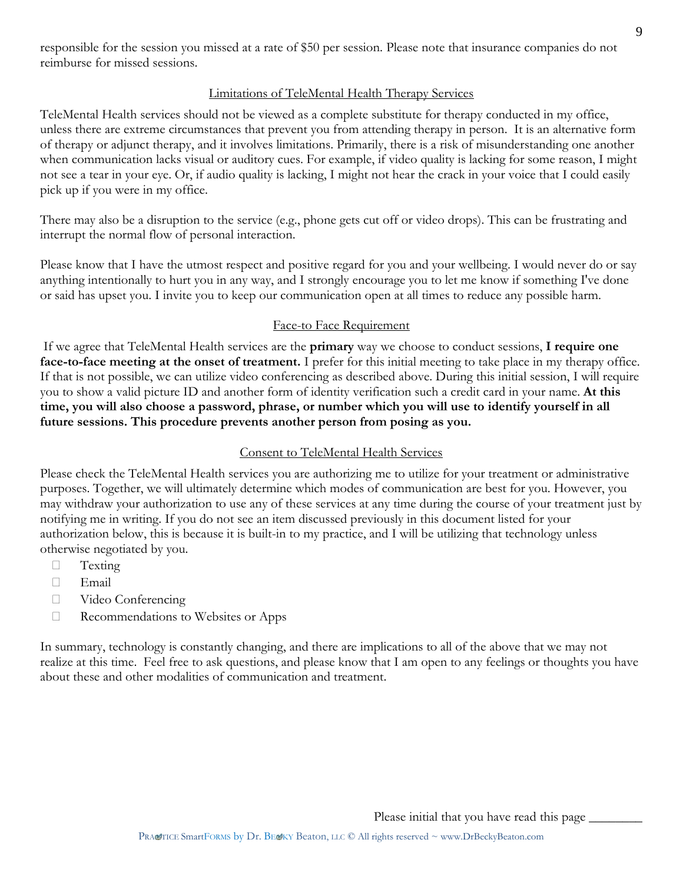responsible for the session you missed at a rate of $50 per session. Please note that insurance companies do not reimburse for missed sessions.

## Limitations of TeleMental Health Therapy Services

TeleMental Health services should not be viewed as a complete substitute for therapy conducted in my office, unless there are extreme circumstances that prevent you from attending therapy in person. It is an alternative form of therapy or adjunct therapy, and it involves limitations. Primarily, there is a risk of misunderstanding one another when communication lacks visual or auditory cues. For example, if video quality is lacking for some reason, I might not see a tear in your eye. Or, if audio quality is lacking, I might not hear the crack in your voice that I could easily pick up if you were in my office.

There may also be a disruption to the service (e.g., phone gets cut off or video drops). This can be frustrating and interrupt the normal flow of personal interaction.

Please know that I have the utmost respect and positive regard for you and your wellbeing. I would never do or say anything intentionally to hurt you in any way, and I strongly encourage you to let me know if something I've done or said has upset you. I invite you to keep our communication open at all times to reduce any possible harm.

## Face-to Face Requirement

If we agree that TeleMental Health services are the **primary** way we choose to conduct sessions, **I require one face-to-face meeting at the onset of treatment.** I prefer for this initial meeting to take place in my therapy office. If that is not possible, we can utilize video conferencing as described above. During this initial session, I will require you to show a valid picture ID and another form of identity verification such a credit card in your name. **At this time, you will also choose a password, phrase, or number which you will use to identify yourself in all future sessions. This procedure prevents another person from posing as you.**

## Consent to TeleMental Health Services

Please check the TeleMental Health services you are authorizing me to utilize for your treatment or administrative purposes. Together, we will ultimately determine which modes of communication are best for you. However, you may withdraw your authorization to use any of these services at any time during the course of your treatment just by notifying me in writing. If you do not see an item discussed previously in this document listed for your authorization below, this is because it is built-in to my practice, and I will be utilizing that technology unless otherwise negotiated by you.

- ☐ Texting
- ☐ Email
- ☐ Video Conferencing
- ☐ Recommendations to Websites or Apps

In summary, technology is constantly changing, and there are implications to all of the above that we may not realize at this time. Feel free to ask questions, and please know that I am open to any feelings or thoughts you have about these and other modalities of communication and treatment.

Please initial that you have read this page ________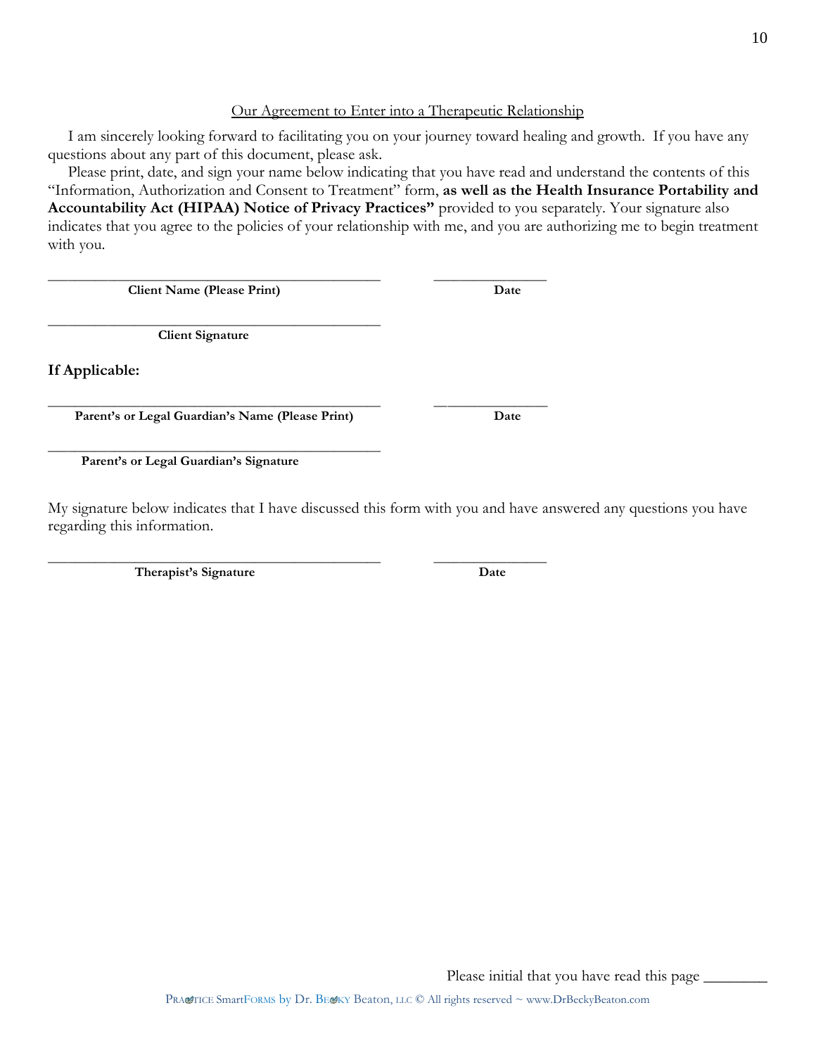## Our Agreement to Enter into a Therapeutic Relationship

I am sincerely looking forward to facilitating you on your journey toward healing and growth. If you have any questions about any part of this document, please ask.

Please print, date, and sign your name below indicating that you have read and understand the contents of this "Information, Authorization and Consent to Treatment" form, **as well as the Health Insurance Portability and Accountability Act (HIPAA) Notice of Privacy Practices"** provided to you separately. Your signature also indicates that you agree to the policies of your relationship with me, and you are authorizing me to begin treatment with you.

_______________________________________________ &nbsp;&nbsp;&nbsp;&nbsp;&nbsp;&nbsp; ________________
**Client Name (Please Print)** &nbsp;&nbsp;&nbsp;&nbsp;&nbsp;&nbsp; **Date**

_______________________________________________
**Client Signature**

**If Applicable:**

_______________________________________________ &nbsp;&nbsp;&nbsp;&nbsp;&nbsp;&nbsp; ________________
**Parent's or Legal Guardian's Name (Please Print)** &nbsp;&nbsp;&nbsp;&nbsp;&nbsp;&nbsp; **Date**

_______________________________________________
**Parent's or Legal Guardian's Signature**

My signature below indicates that I have discussed this form with you and have answered any questions you have regarding this information.

_______________________________________________ &nbsp;&nbsp;&nbsp;&nbsp;&nbsp;&nbsp; ________________
**Therapist's Signature** &nbsp;&nbsp;&nbsp;&nbsp;&nbsp;&nbsp; **Date**

Please initial that you have read this page ________

PRACTICE SmartFORMS by Dr. BECKY Beaton, LLC © All rights reserved ~ www.DrBeckyBeaton.com